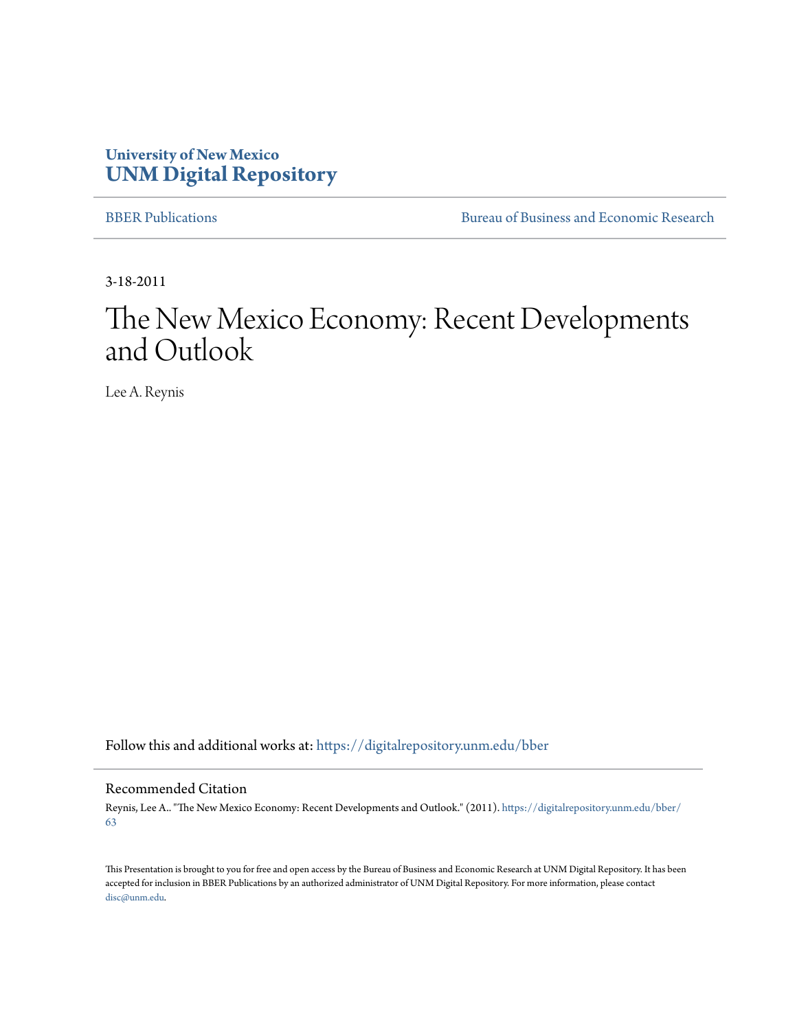University of New Mexico
**UNM Digital Repository**

BBER Publications

Bureau of Business and Economic Research

3-18-2011

# The New Mexico Economy: Recent Developments and Outlook

Lee A. Reynis

Follow this and additional works at: https://digitalrepository.unm.edu/bber

## Recommended Citation

Reynis, Lee A.. "The New Mexico Economy: Recent Developments and Outlook." (2011). https://digitalrepository.unm.edu/bber/63

This Presentation is brought to you for free and open access by the Bureau of Business and Economic Research at UNM Digital Repository. It has been accepted for inclusion in BBER Publications by an authorized administrator of UNM Digital Repository. For more information, please contact disc@unm.edu.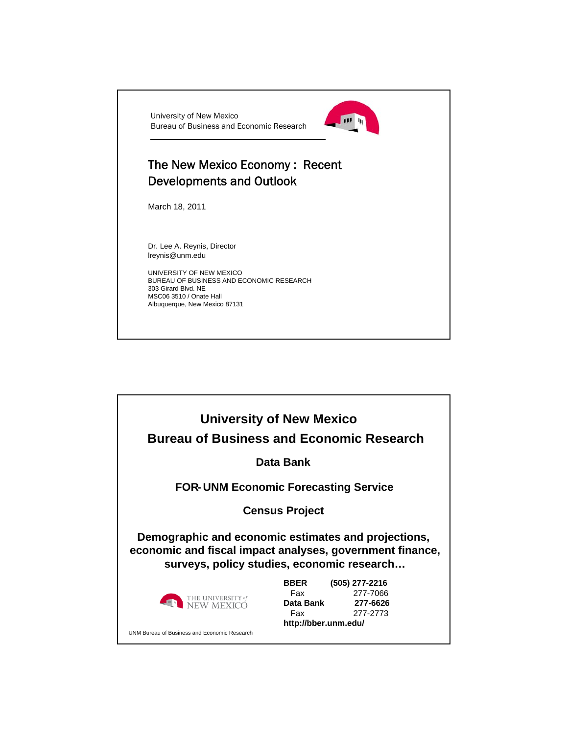University of New Mexico
Bureau of Business and Economic Research

# The New Mexico Economy : Recent Developments and Outlook

March 18, 2011

Dr. Lee A. Reynis, Director
lreynis@unm.edu

UNIVERSITY OF NEW MEXICO
BUREAU OF BUSINESS AND ECONOMIC RESEARCH
303 Girard Blvd. NE
MSC06 3510 / Onate Hall
Albuquerque, New Mexico 87131

---

## University of New Mexico
## Bureau of Business and Economic Research

**Data Bank**

**FOR-UNM Economic Forecasting Service**

**Census Project**

**Demographic and economic estimates and projections, economic and fiscal impact analyses, government finance, surveys, policy studies, economic research…**

THE UNIVERSITY of NEW MEXICO

| | |
|---|---|
| **BBER** | **(505) 277-2216** |
| Fax | 277-7066 |
| **Data Bank** | **277-6626** |
| Fax | 277-2773 |

**http://bber.unm.edu/**

UNM Bureau of Business and Economic Research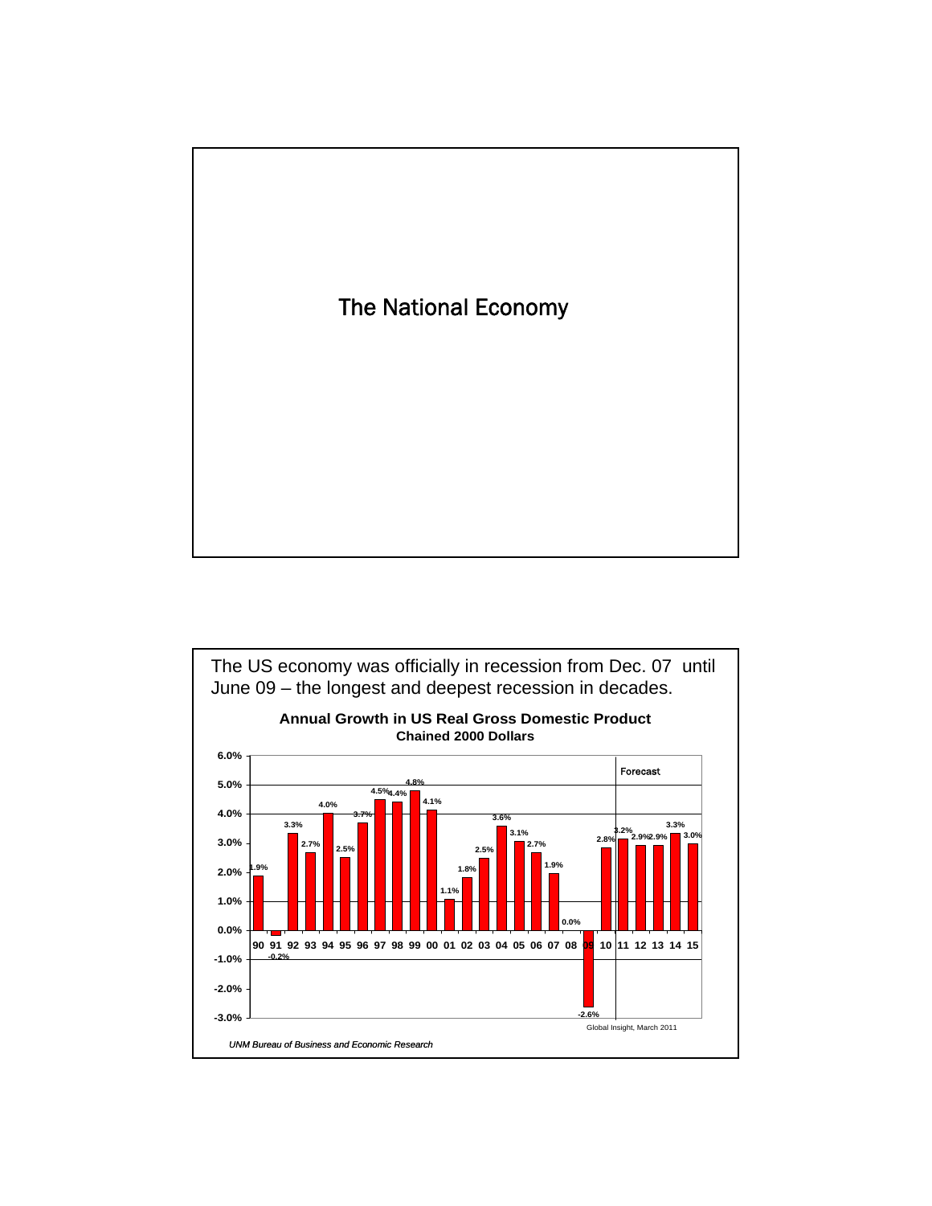# The National Economy

The US economy was officially in recession from Dec. 07 until June 09 – the longest and deepest recession in decades.

**Annual Growth in US Real Gross Domestic Product**
**Chained 2000 Dollars**

| Year | Growth |
|---|---|
| 90 | 1.9% |
| 91 | -0.2% |
| 92 | 3.3% |
| 93 | 2.7% |
| 94 | 4.0% |
| 95 | 2.5% |
| 96 | 3.7% |
| 97 | 4.5% |
| 98 | 4.4% |
| 99 | 4.8% |
| 00 | 4.1% |
| 01 | 1.1% |
| 02 | 1.8% |
| 03 | 2.5% |
| 04 | 3.6% |
| 05 | 3.1% |
| 06 | 2.7% |
| 07 | 1.9% |
| 08 | 0.0% |
| 09 | -2.6% |
| 10 | 2.8% |
| 11 (Forecast) | 3.2% |
| 12 (Forecast) | 2.9% |
| 13 (Forecast) | 2.9% |
| 14 (Forecast) | 3.3% |
| 15 (Forecast) | 3.0% |

Global Insight, March 2011

*UNM Bureau of Business and Economic Research*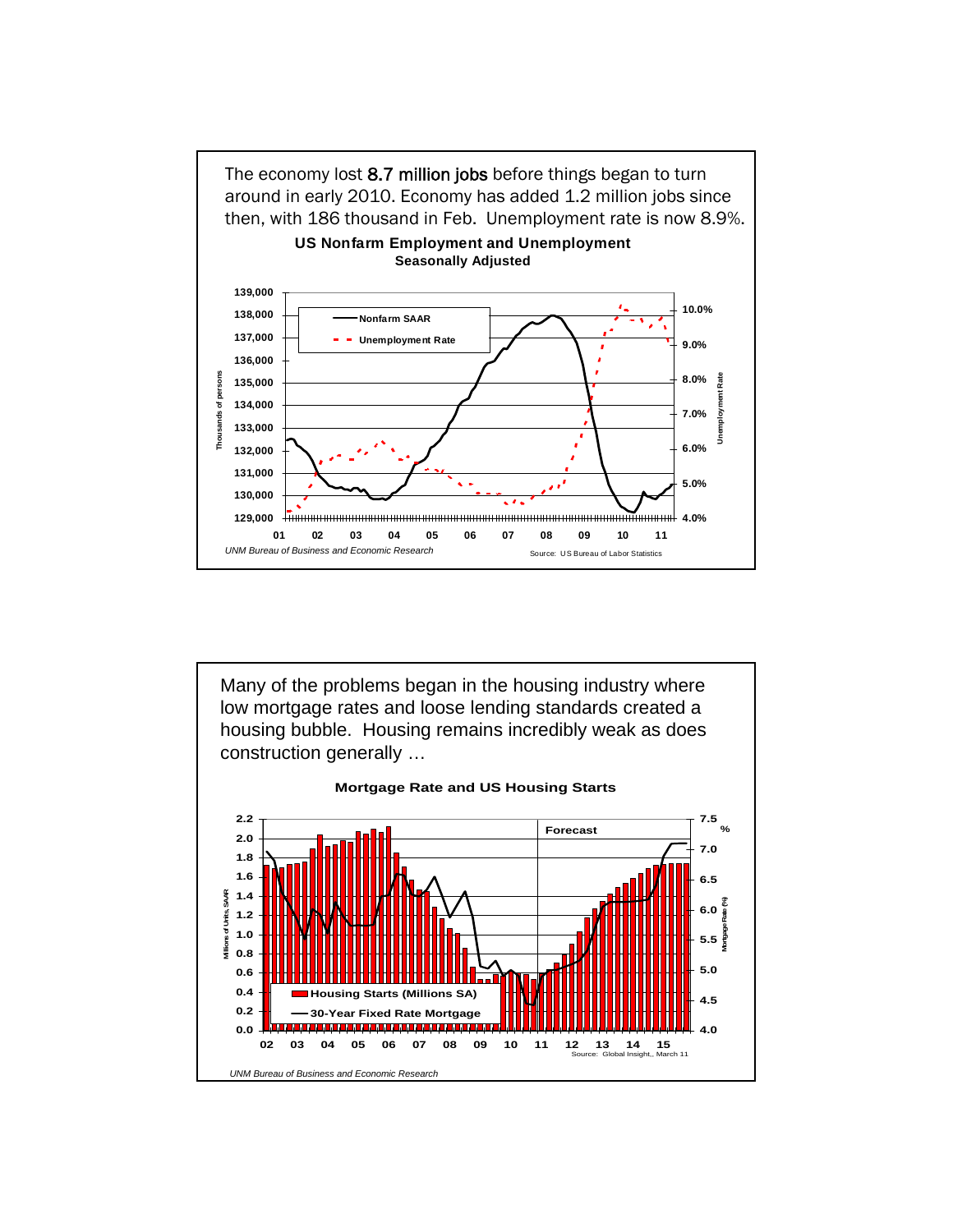The economy lost 8.7 million jobs before things began to turn around in early 2010. Economy has added 1.2 million jobs since then, with 186 thousand in Feb. Unemployment rate is now 8.9%.

**US Nonfarm Employment and Unemployment**
**Seasonally Adjusted**

*UNM Bureau of Business and Economic Research*

Source: US Bureau of Labor Statistics

Many of the problems began in the housing industry where low mortgage rates and loose lending standards created a housing bubble. Housing remains incredibly weak as does construction generally …

**Mortgage Rate and US Housing Starts**

Source: Global Insight, March 11

*UNM Bureau of Business and Economic Research*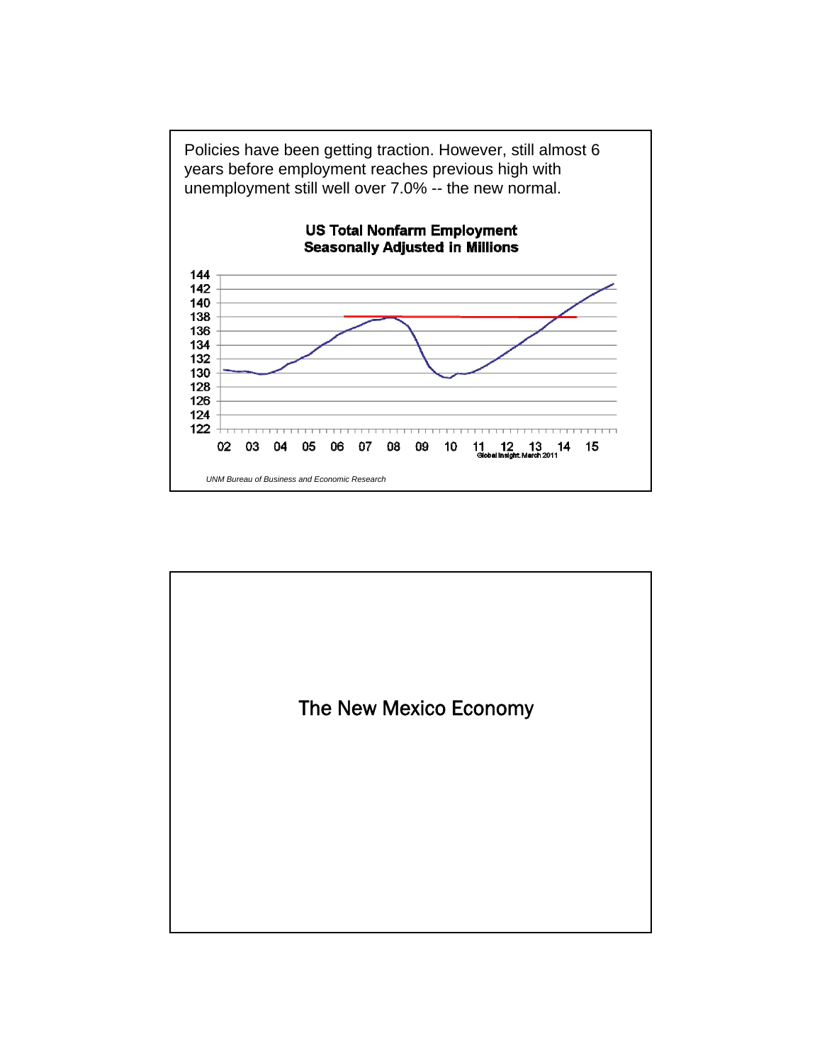Policies have been getting traction. However, still almost 6 years before employment reaches previous high with unemployment still well over 7.0% -- the new normal.

**US Total Nonfarm Employment**
**Seasonally Adjusted in Millions**

Global Insight. March 2011

*UNM Bureau of Business and Economic Research*

# The New Mexico Economy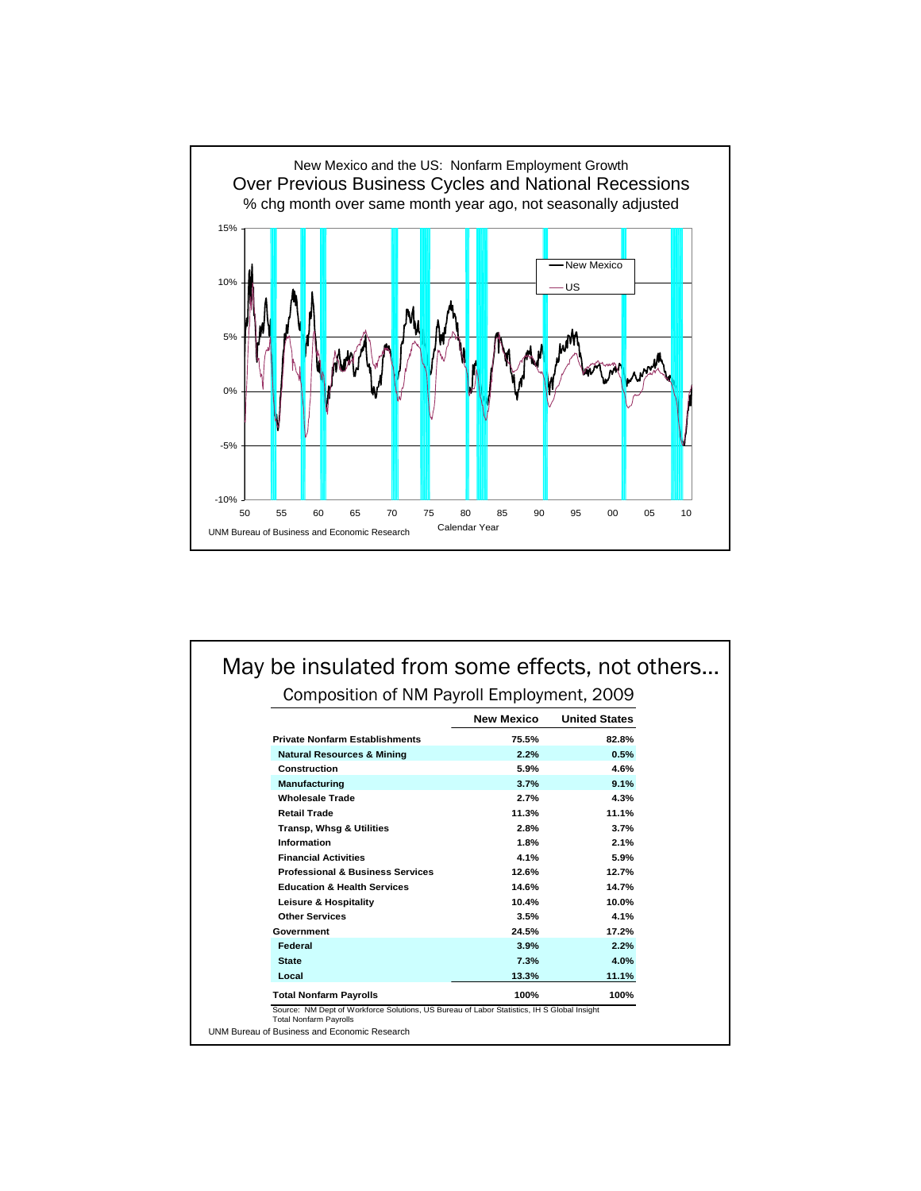New Mexico and the US: Nonfarm Employment Growth

Over Previous Business Cycles and National Recessions

% chg month over same month year ago, not seasonally adjusted

UNM Bureau of Business and Economic Research

# May be insulated from some effects, not others…

## Composition of NM Payroll Employment, 2009

| | New Mexico | United States |
|---|---|---|
| **Private Nonfarm Establishments** | **75.5%** | **82.8%** |
| **Natural Resources & Mining** | **2.2%** | **0.5%** |
| **Construction** | **5.9%** | **4.6%** |
| **Manufacturing** | **3.7%** | **9.1%** |
| **Wholesale Trade** | **2.7%** | **4.3%** |
| **Retail Trade** | **11.3%** | **11.1%** |
| **Transp, Whsg & Utilities** | **2.8%** | **3.7%** |
| **Information** | **1.8%** | **2.1%** |
| **Financial Activities** | **4.1%** | **5.9%** |
| **Professional & Business Services** | **12.6%** | **12.7%** |
| **Education & Health Services** | **14.6%** | **14.7%** |
| **Leisure & Hospitality** | **10.4%** | **10.0%** |
| **Other Services** | **3.5%** | **4.1%** |
| **Government** | **24.5%** | **17.2%** |
| **Federal** | **3.9%** | **2.2%** |
| **State** | **7.3%** | **4.0%** |
| **Local** | **13.3%** | **11.1%** |
| **Total Nonfarm Payrolls** | **100%** | **100%** |

Source: NM Dept of Workforce Solutions, US Bureau of Labor Statistics, IH S Global Insight
Total Nonfarm Payrolls

UNM Bureau of Business and Economic Research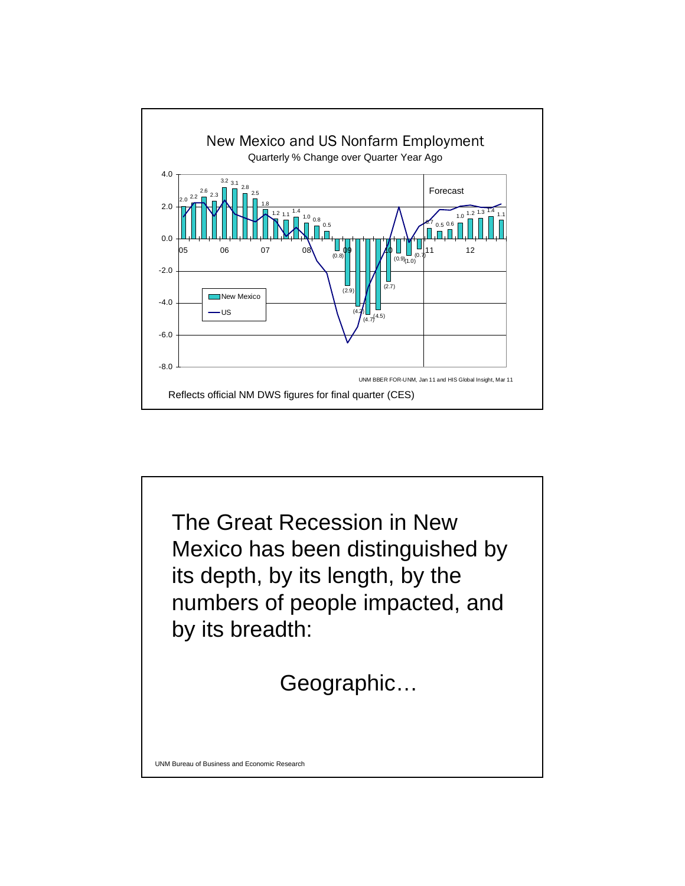## New Mexico and US Nonfarm Employment

Quarterly % Change over Quarter Year Ago

| Quarter | New Mexico |
|---|---|
| 05 Q1 | 2.0 |
| 05 Q2 | 2.2 |
| 05 Q3 | 2.6 |
| 05 Q4 | 2.3 |
| 06 Q1 | 3.2 |
| 06 Q2 | 3.1 |
| 06 Q3 | 2.8 |
| 06 Q4 | 2.5 |
| 07 Q1 | 1.8 |
| 07 Q2 | 1.2 |
| 07 Q3 | 1.1 |
| 07 Q4 | 1.4 |
| 08 Q1 | 1.0 |
| 08 Q2 | 0.8 |
| 08 Q3 | 0.5 |
| 08 Q4 | (0.8) |
| 09 Q1 | (2.9) |
| 09 Q2 | (4.2) |
| 09 Q3 | (4.7) |
| 09 Q4 | (4.5) |
| 10 Q1 | (2.7) |
| 10 Q2 | (0.9) |
| 10 Q3 | (1.0) |
| 10 Q4 | (0.7) |
| 11 Q1 | 0.7 |
| 11 Q2 | 0.5 |
| 11 Q3 | 0.6 |
| 11 Q4 | 1.0 |
| 12 Q1 | 1.2 |
| 12 Q2 | 1.3 |
| 12 Q3 | 1.4 |
| 12 Q4 | 1.1 |

Forecast (2011–2012)

Legend: New Mexico (bars); US (line)

UNM BBER FOR-UNM, Jan 11 and HIS Global Insight, Mar 11

Reflects official NM DWS figures for final quarter (CES)

The Great Recession in New Mexico has been distinguished by its depth, by its length, by the numbers of people impacted, and by its breadth:

Geographic…

UNM Bureau of Business and Economic Research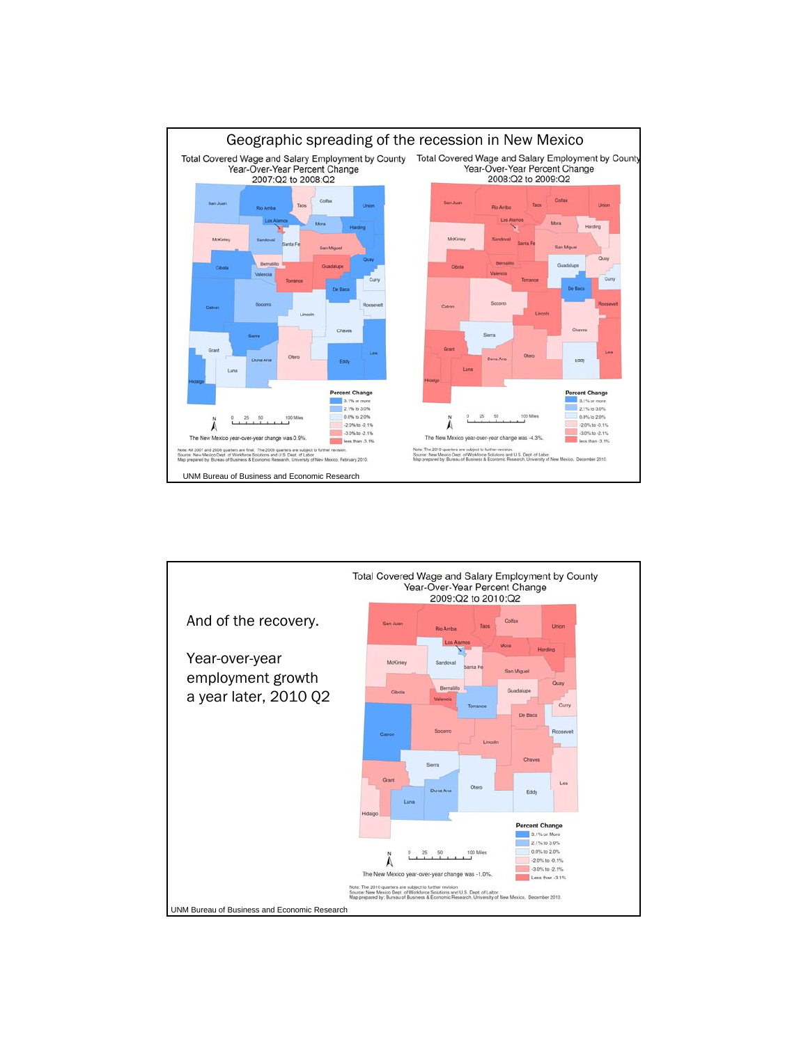## Geographic spreading of the recession in New Mexico

Total Covered Wage and Salary Employment by County
Year-Over-Year Percent Change
2007:Q2 to 2008:Q2

Percent Change
- 3.1% or more
- 2.1% to 3.0%
- 0.0% to 2.0%
- -2.0% to -0.1%
- -3.0% to -2.1%
- less than -3.1%

The New Mexico year-over-year change was 0.9%.

Note: All 2007 and 2008 quarters are final. The 2009 quarters are subject to further revision.
Source: New Mexico Dept. of Workforce Solutions and U.S. Dept. of Labor.
Map prepared by: Bureau of Business & Economic Research, University of New Mexico, February 2010.

Total Covered Wage and Salary Employment by County
Year-Over-Year Percent Change
2008:Q2 to 2009:Q2

Percent Change
- 3.1% or more
- 2.1% to 3.0%
- 0.0% to 2.0%
- -2.0% to -0.1%
- -3.0% to -2.1%
- less than -3.1%

The New Mexico year-over-year change was -4.3%.

Note: The 2010 quarters are subject to further revision.
Source: New Mexico Dept. of Workforce Solutions and U.S. Dept. of Labor.
Map prepared by: Bureau of Business & Economic Research, University of New Mexico, December 2010.

UNM Bureau of Business and Economic Research

---

And of the recovery.

Year-over-year employment growth a year later, 2010 Q2

Total Covered Wage and Salary Employment by County
Year-Over-Year Percent Change
2009:Q2 to 2010:Q2

Percent Change
- 3.1% or More
- 2.1% to 3.0%
- 0.0% to 2.0%
- -2.0% to -0.1%
- -3.0% to -2.1%
- Less than -3.1%

The New Mexico year-over-year change was -1.0%.

Note: The 2010 quarters are subject to further revision.
Source: New Mexico Dept. of Workforce Solutions and U.S. Dept. of Labor.
Map prepared by: Bureau of Business & Economic Research, University of New Mexico, December 2010.

UNM Bureau of Business and Economic Research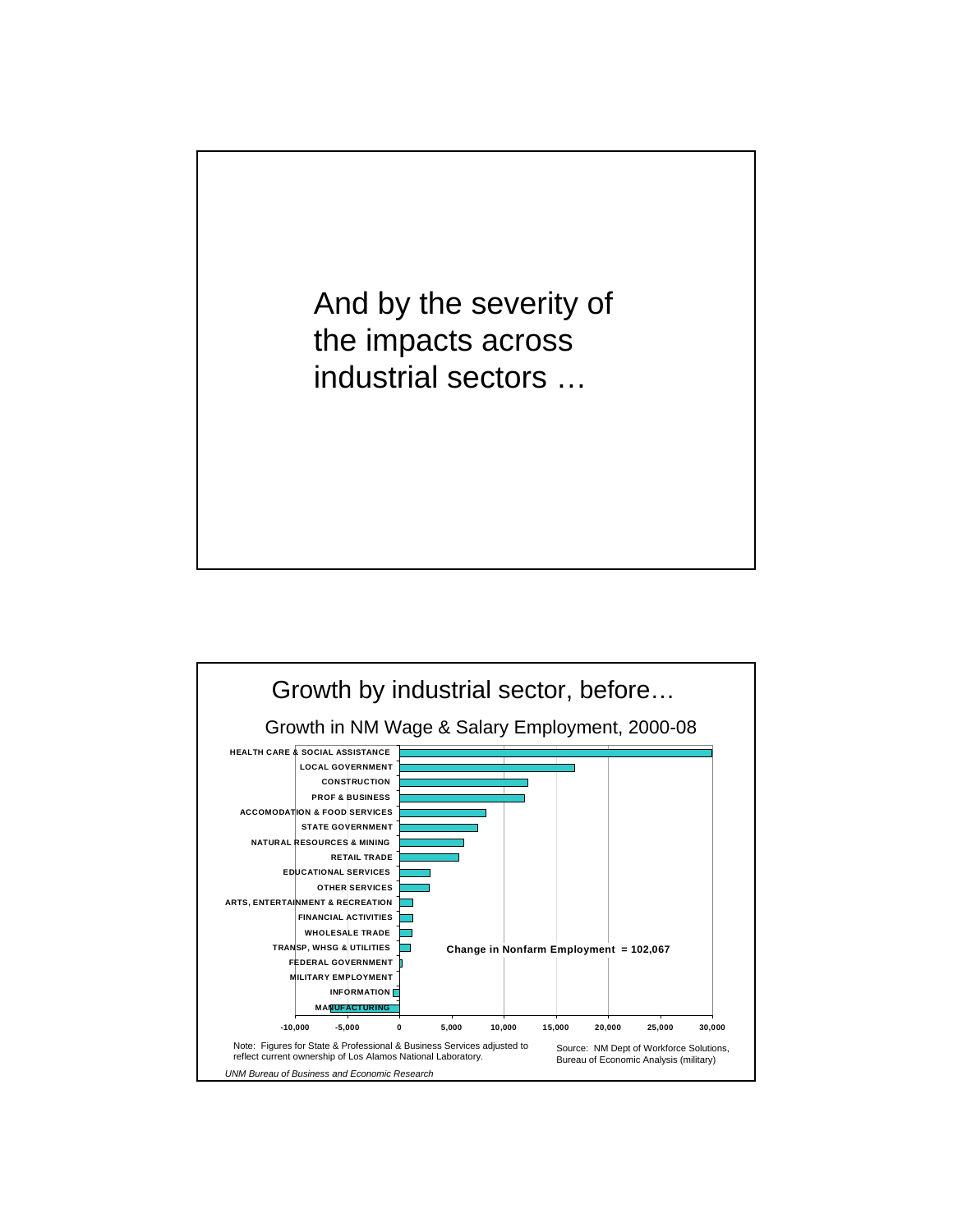And by the severity of the impacts across industrial sectors …

## Growth by industrial sector, before…

### Growth in NM Wage & Salary Employment, 2000-08

| Sector |
|---|
| HEALTH CARE & SOCIAL ASSISTANCE |
| LOCAL GOVERNMENT |
| CONSTRUCTION |
| PROF & BUSINESS |
| ACCOMODATION & FOOD SERVICES |
| STATE GOVERNMENT |
| NATURAL RESOURCES & MINING |
| RETAIL TRADE |
| EDUCATIONAL SERVICES |
| OTHER SERVICES |
| ARTS, ENTERTAINMENT & RECREATION |
| FINANCIAL ACTIVITIES |
| WHOLESALE TRADE |
| TRANSP, WHSG & UTILITIES |
| FEDERAL GOVERNMENT |
| MILITARY EMPLOYMENT |
| INFORMATION |
| MANUFACTURING |

Change in Nonfarm Employment = 102,067

-10,000 | -5,000 | 0 | 5,000 | 10,000 | 15,000 | 20,000 | 25,000 | 30,000

Note: Figures for State & Professional & Business Services adjusted to reflect current ownership of Los Alamos National Laboratory.

Source: NM Dept of Workforce Solutions, Bureau of Economic Analysis (military)

*UNM Bureau of Business and Economic Research*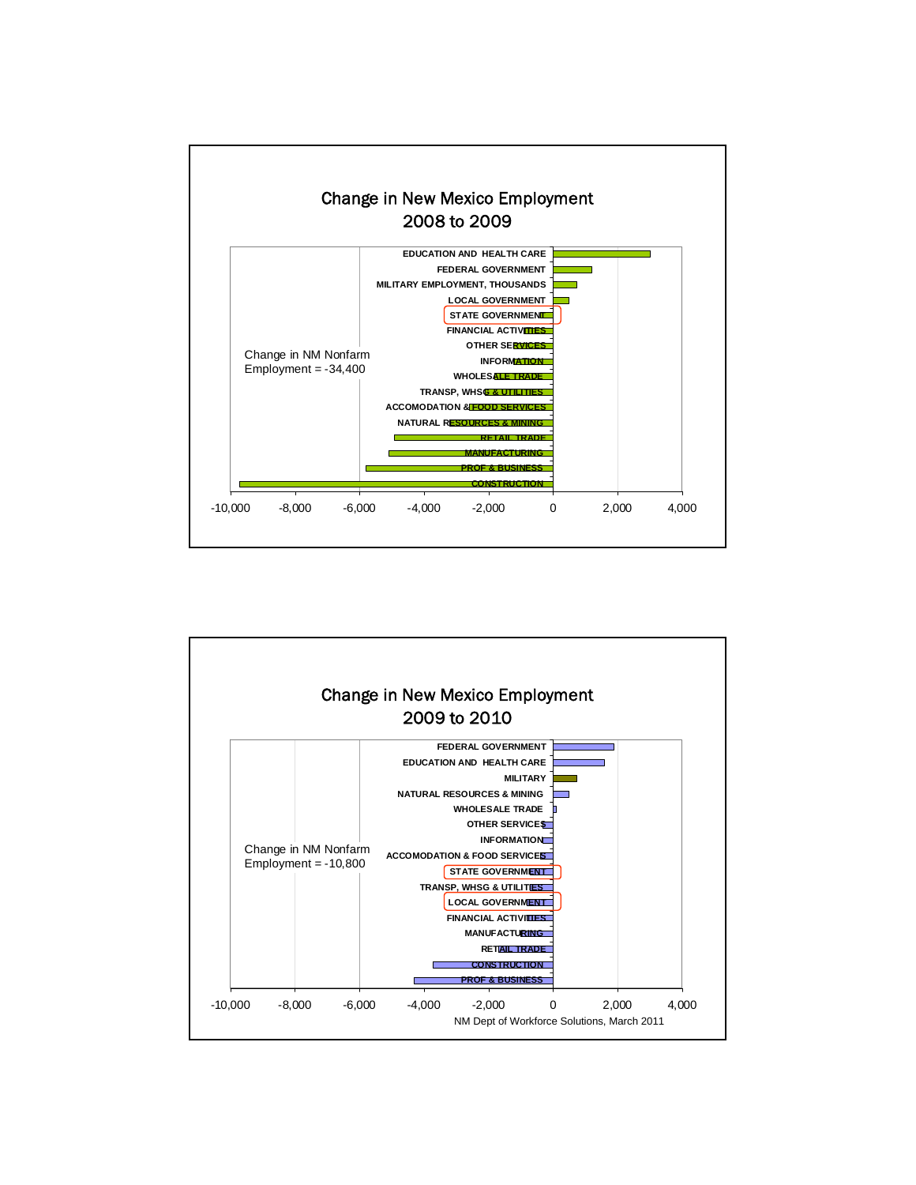## Change in New Mexico Employment
## 2008 to 2009

Change in NM Nonfarm Employment = -34,400

- EDUCATION AND HEALTH CARE
- FEDERAL GOVERNMENT
- MILITARY EMPLOYMENT, THOUSANDS
- LOCAL GOVERNMENT
- STATE GOVERNMENT
- FINANCIAL ACTIVITIES
- OTHER SERVICES
- INFORMATION
- WHOLESALE TRADE
- TRANSP, WHSG & UTILITIES
- ACCOMODATION & FOOD SERVICES
- NATURAL RESOURCES & MINING
- RETAIL TRADE
- MANUFACTURING
- PROF & BUSINESS
- CONSTRUCTION

-10,000 -8,000 -6,000 -4,000 -2,000 0 2,000 4,000

## Change in New Mexico Employment
## 2009 to 2010

Change in NM Nonfarm Employment = -10,800

- FEDERAL GOVERNMENT
- EDUCATION AND HEALTH CARE
- MILITARY
- NATURAL RESOURCES & MINING
- WHOLESALE TRADE
- OTHER SERVICES
- INFORMATION
- ACCOMODATION & FOOD SERVICES
- STATE GOVERNMENT
- TRANSP, WHSG & UTILITIES
- LOCAL GOVERNMENT
- FINANCIAL ACTIVITIES
- MANUFACTURING
- RETAIL TRADE
- CONSTRUCTION
- PROF & BUSINESS

-10,000 -8,000 -6,000 -4,000 -2,000 0 2,000 4,000

NM Dept of Workforce Solutions, March 2011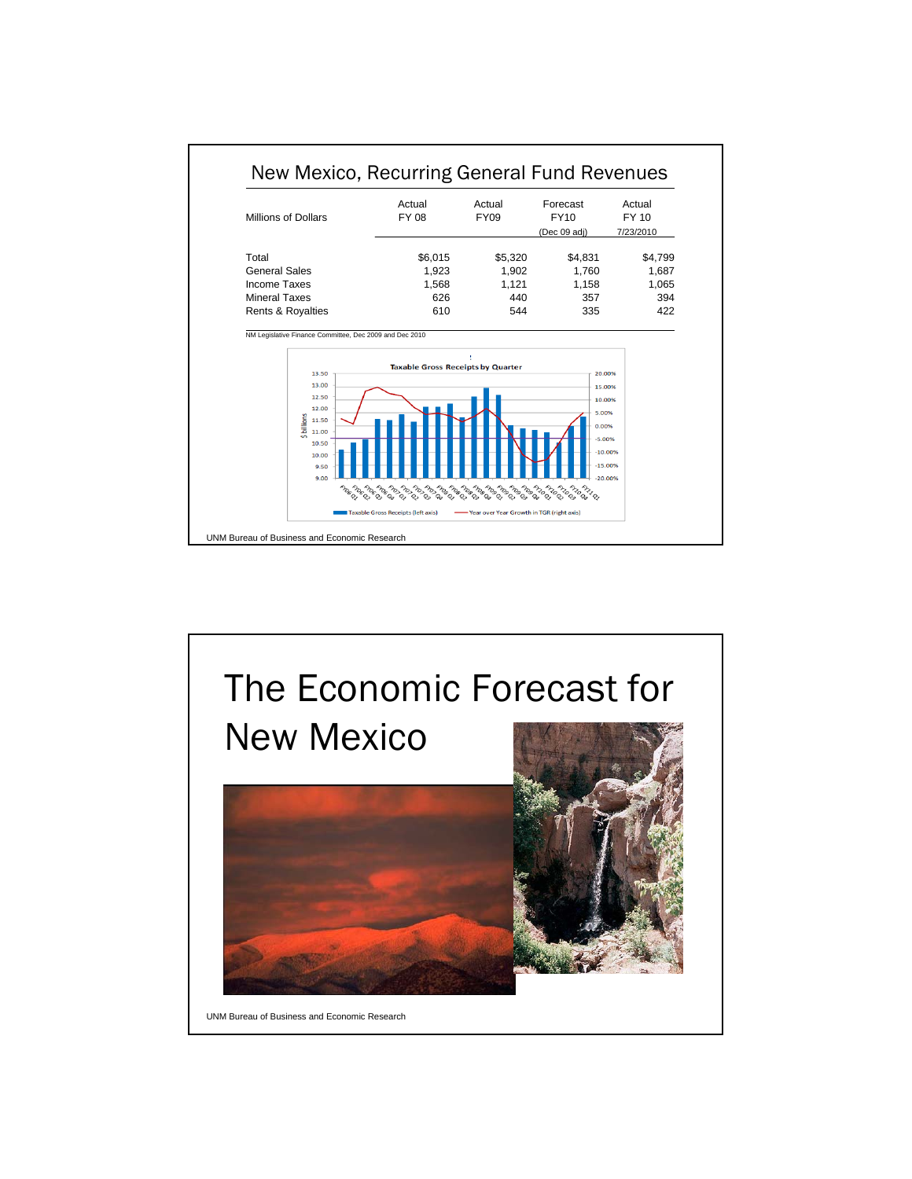## New Mexico, Recurring General Fund Revenues

| Millions of Dollars | Actual FY 08 | Actual FY09 | Forecast FY10 (Dec 09 adj) | Actual FY 10 7/23/2010 |
|---|---|---|---|---|
| Total | $6,015 | $5,320 | $4,831 | $4,799 |
| General Sales | 1,923 | 1,902 | 1,760 | 1,687 |
| Income Taxes | 1,568 | 1,121 | 1,158 | 1,065 |
| Mineral Taxes | 626 | 440 | 357 | 394 |
| Rents & Royalties | 610 | 544 | 335 | 422 |

NM Legislative Finance Committee, Dec 2009 and Dec 2010

**Taxable Gross Receipts by Quarter**

Taxable Gross Receipts (left axis) — Year over Year Growth in TGR (right axis)

UNM Bureau of Business and Economic Research

# The Economic Forecast for New Mexico

UNM Bureau of Business and Economic Research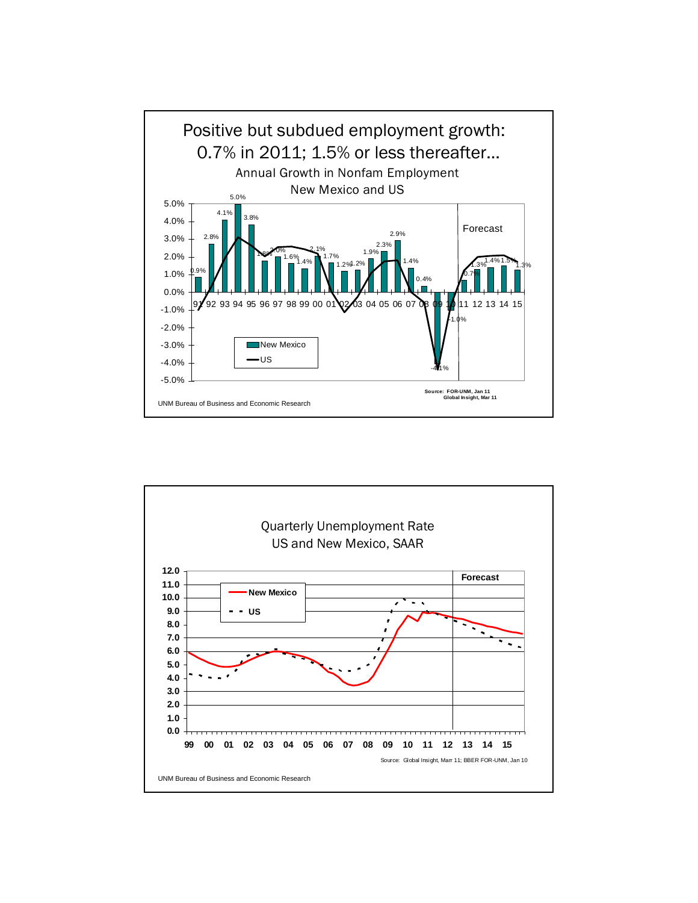# Positive but subdued employment growth: 0.7% in 2011; 1.5% or less thereafter…

Annual Growth in Nonfam Employment

New Mexico and US

| Year | New Mexico |
|---|---|
| 91 | 0.9% |
| 92 | 2.8% |
| 93 | 4.1% |
| 94 | 5.0% |
| 95 | 3.8% |
| 96 | 1.8% |
| 97 | 2.0% |
| 98 | 1.6% |
| 99 | 1.4% |
| 00 | 2.1% |
| 01 | 1.7% |
| 02 | 1.2% |
| 03 | 1.2% |
| 04 | 1.9% |
| 05 | 2.3% |
| 06 | 2.9% |
| 07 | 1.4% |
| 08 | 0.4% |
| 09 | -4.1% |
| 10 | -1.0% |
| 11 | 0.7% |
| 12 | 1.3% |
| 13 | 1.4% |
| 14 | 1.5% |
| 15 | 1.3% |

Forecast

Legend: New Mexico; US

Source: FOR-UNM, Jan 11
Global Insight, Mar 11

UNM Bureau of Business and Economic Research

---

# Quarterly Unemployment Rate
## US and New Mexico, SAAR

Forecast

Legend: New Mexico; US

Source: Global Insight, Marr 11; BBER FOR-UNM, Jan 10

UNM Bureau of Business and Economic Research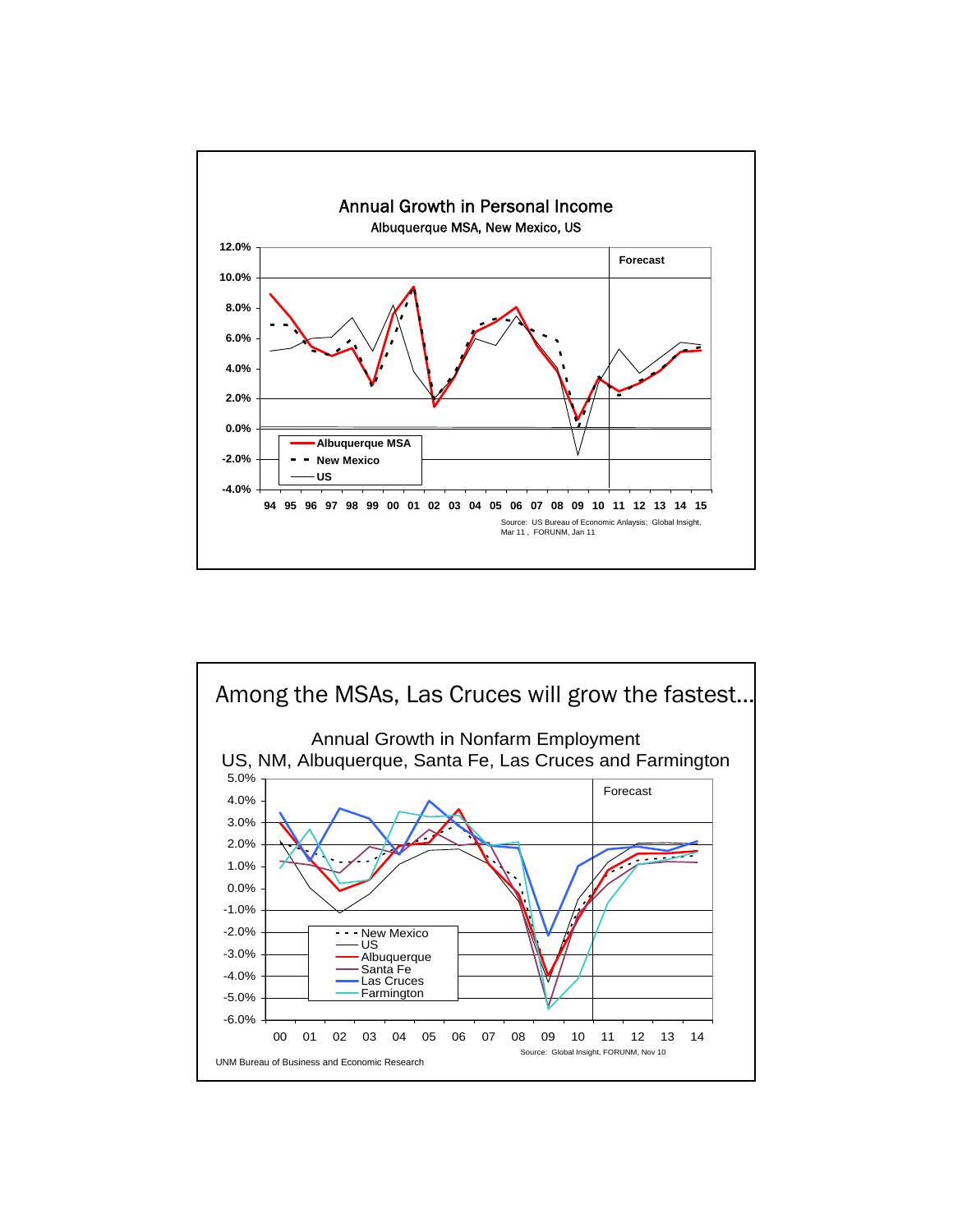## Annual Growth in Personal Income

Albuquerque MSA, New Mexico, US

Forecast

Albuquerque MSA
New Mexico
US

Source: US Bureau of Economic Anlaysis; Global Insight, Mar 11, FORUNM, Jan 11

# Among the MSAs, Las Cruces will grow the fastest…

## Annual Growth in Nonfarm Employment

US, NM, Albuquerque, Santa Fe, Las Cruces and Farmington

Forecast

New Mexico
US
Albuquerque
Santa Fe
Las Cruces
Farmington

Source: Global Insight, FORUNM, Nov 10

UNM Bureau of Business and Economic Research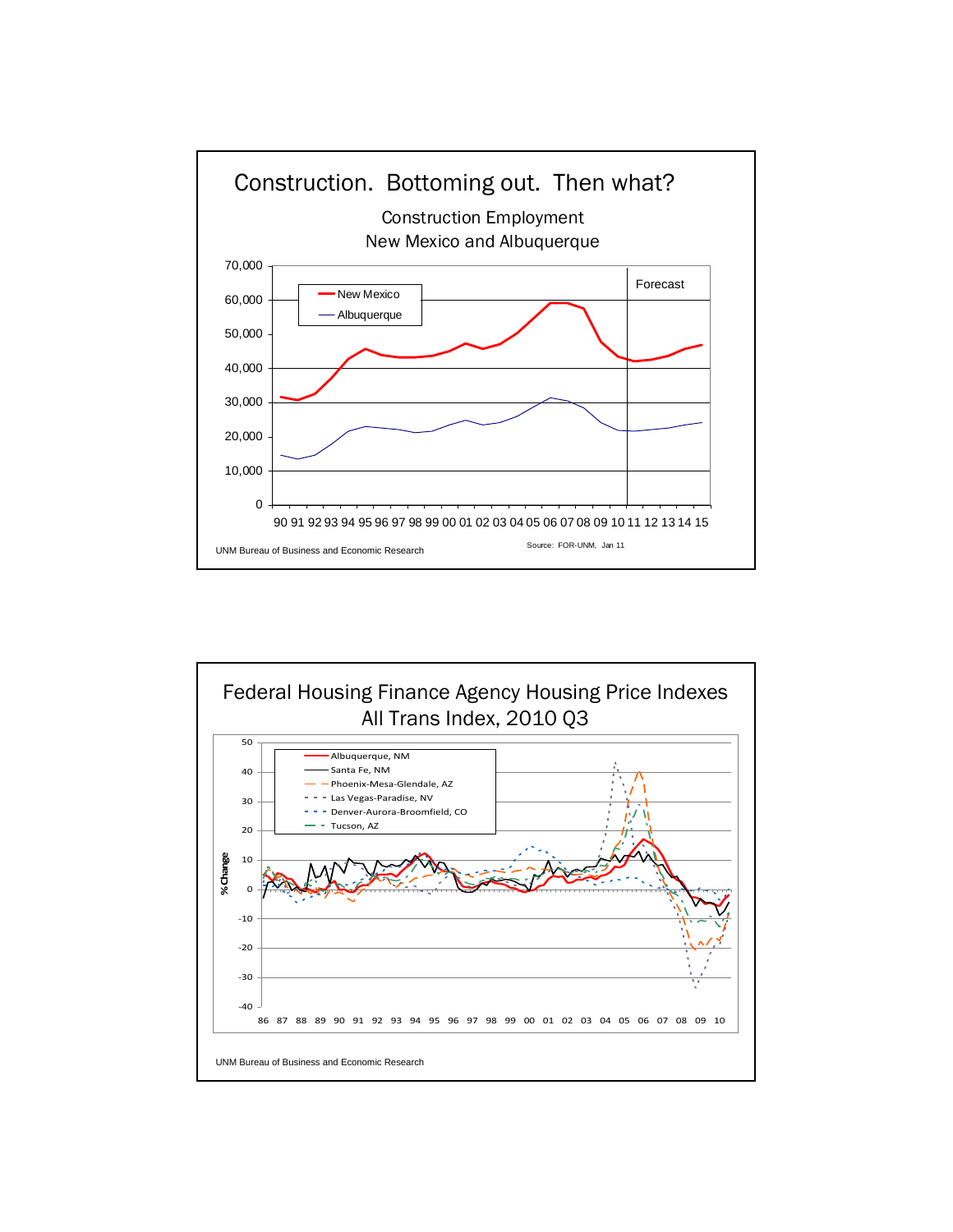## Construction. Bottoming out. Then what?

Construction Employment
New Mexico and Albuquerque

70,000
60,000
50,000
40,000
30,000
20,000
10,000
0

New Mexico
Albuquerque

Forecast

90 91 92 93 94 95 96 97 98 99 00 01 02 03 04 05 06 07 08 09 10 11 12 13 14 15

UNM Bureau of Business and Economic Research

Source: FOR-UNM, Jan 11

## Federal Housing Finance Agency Housing Price Indexes All Trans Index, 2010 Q3

% Change

50
40
30
20
10
0
-10
-20
-30
-40

Albuquerque, NM
Santa Fe, NM
Phoenix-Mesa-Glendale, AZ
Las Vegas-Paradise, NV
Denver-Aurora-Broomfield, CO
Tucson, AZ

86 87 88 89 90 91 92 93 94 95 96 97 98 99 00 01 02 03 04 05 06 07 08 09 10

UNM Bureau of Business and Economic Research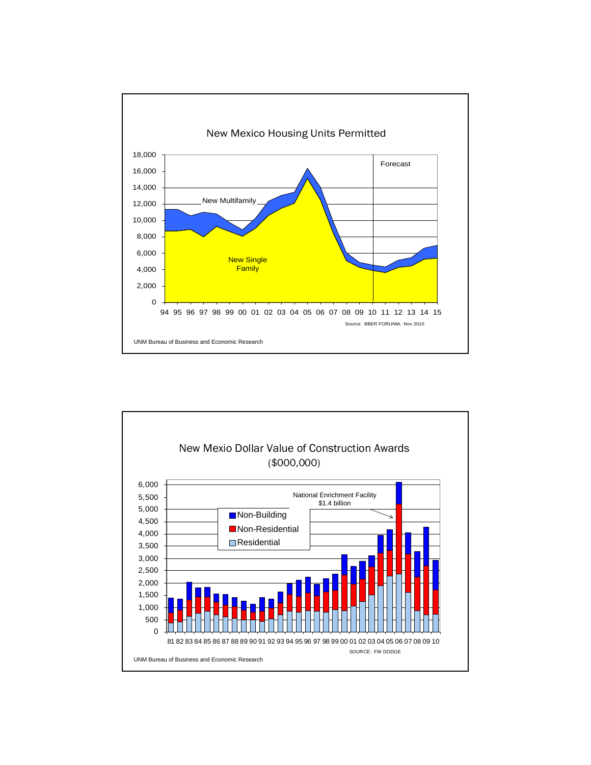## New Mexico Housing Units Permitted

Forecast

New Multifamily

New Single Family

Source: BBER FORUNM, Nov 2010

UNM Bureau of Business and Economic Research

## New Mexio Dollar Value of Construction Awards ($000,000)

National Enrichment Facility $1.4 billion

- Non-Building
- Non-Residential
- Residential

SOURCE: FW DODGE

UNM Bureau of Business and Economic Research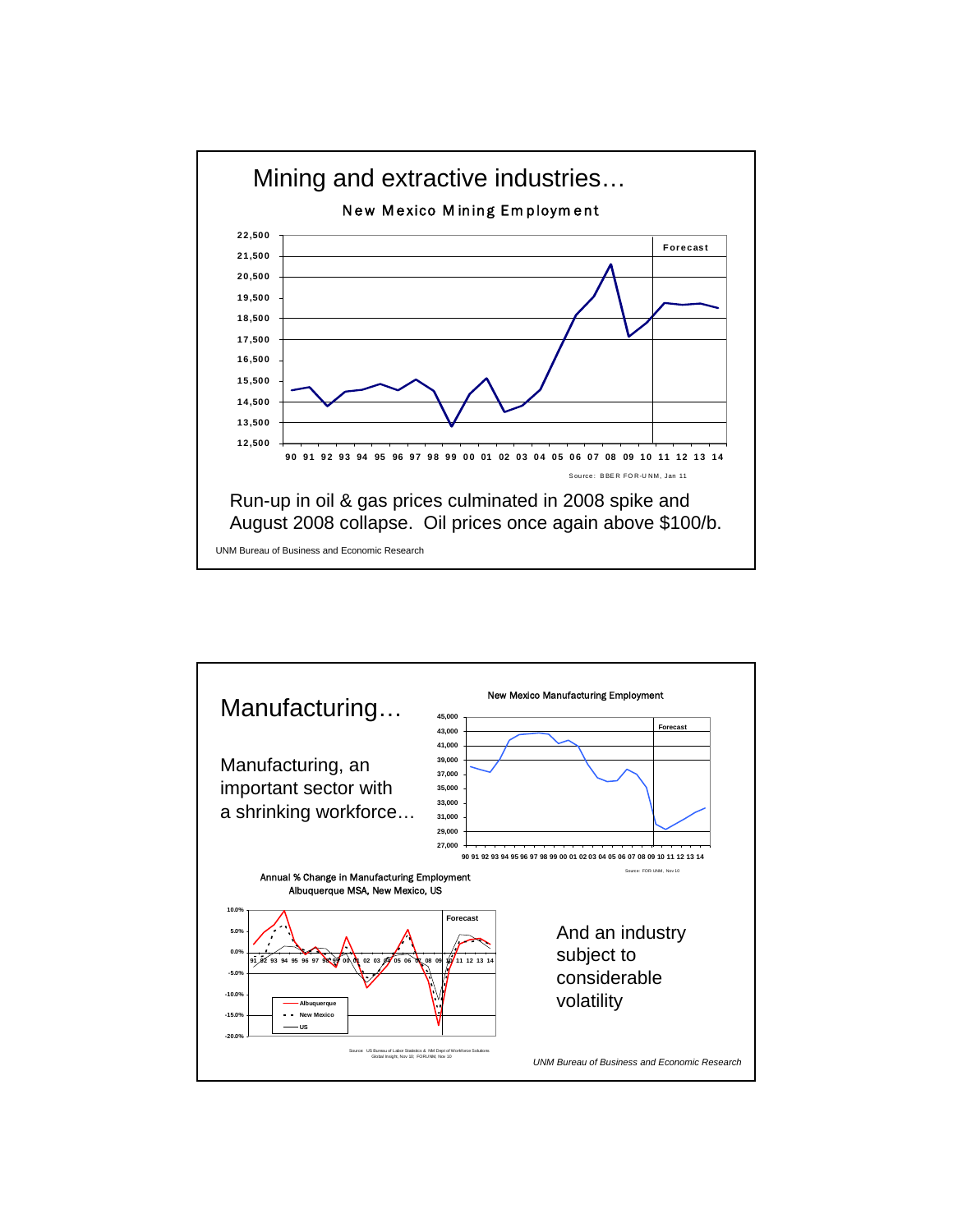## Mining and extractive industries…

**New Mexico Mining Employment**

Forecast

Source: BBER FOR-UNM, Jan 11

Run-up in oil & gas prices culminated in 2008 spike and August 2008 collapse. Oil prices once again above $100/b.

UNM Bureau of Business and Economic Research

## Manufacturing…

Manufacturing, an important sector with a shrinking workforce…

**New Mexico Manufacturing Employment**

Forecast

Source: FOR-UNM, Nov 10

**Annual % Change in Manufacturing Employment**
**Albuquerque MSA, New Mexico, US**

Forecast

Albuquerque
New Mexico
US

Source: US Bureau of Labor Statistics & NM Dept of Workforce Solutions
Global Insight, Nov 10; FOR-UNM, Nov 10

And an industry subject to considerable volatility

*UNM Bureau of Business and Economic Research*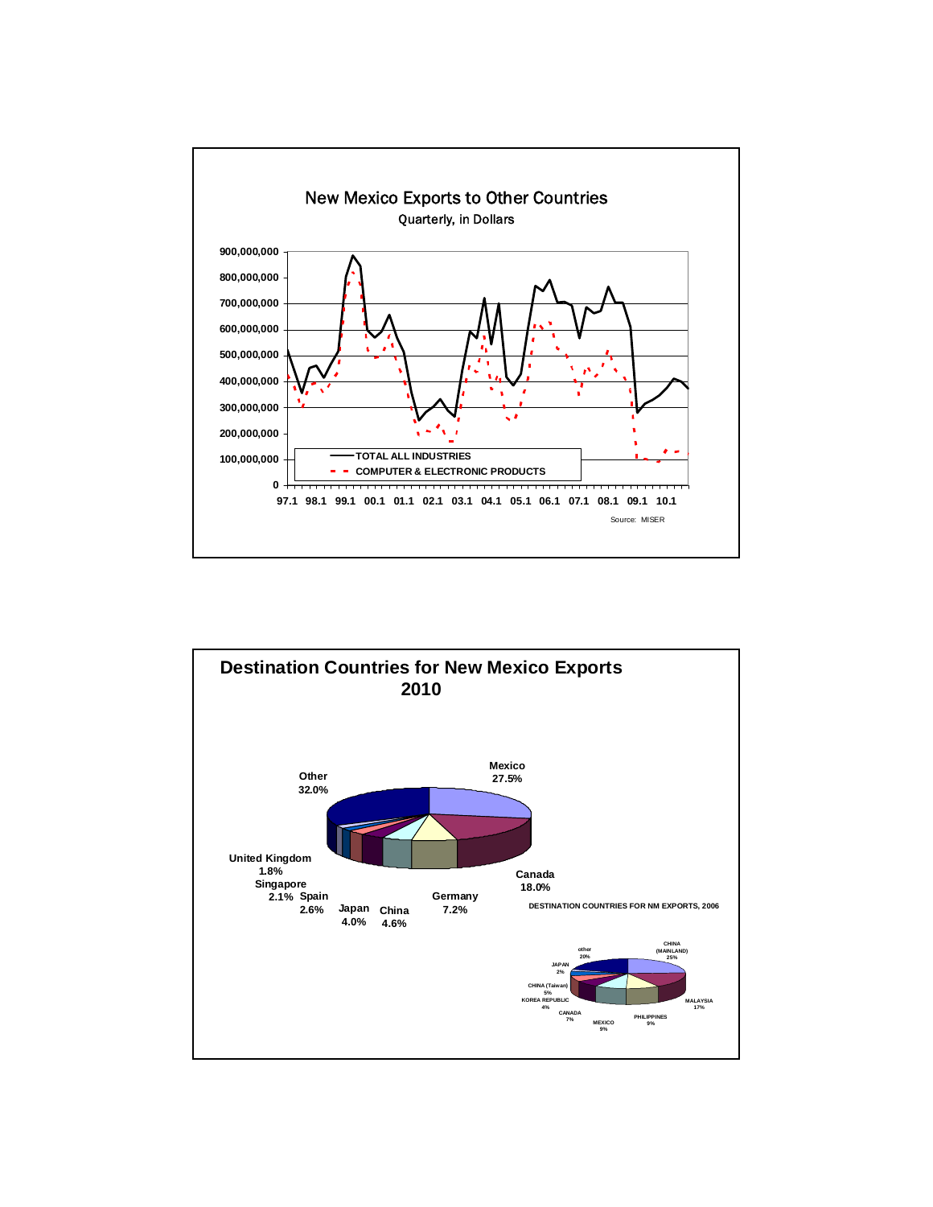## New Mexico Exports to Other Countries

Quarterly, in Dollars

- TOTAL ALL INDUSTRIES
- COMPUTER & ELECTRONIC PRODUCTS

Source: MISER

## Destination Countries for New Mexico Exports 2010

| Country | Share |
|---|---|
| Mexico | 27.5% |
| Canada | 18.0% |
| Germany | 7.2% |
| China | 4.6% |
| Japan | 4.0% |
| Spain | 2.6% |
| Singapore | 2.1% |
| United Kingdom | 1.8% |
| Other | 32.0% |

### DESTINATION COUNTRIES FOR NM EXPORTS, 2006

| Country | Share |
|---|---|
| CHINA (MAINLAND) | 25% |
| MALAYSIA | 17% |
| PHILIPPINES | 9% |
| MEXICO | 9% |
| CANADA | 7% |
| KOREA REPUBLIC | 4% |
| CHINA (Taiwan) | 5% |
| JAPAN | 2% |
| other | 20% |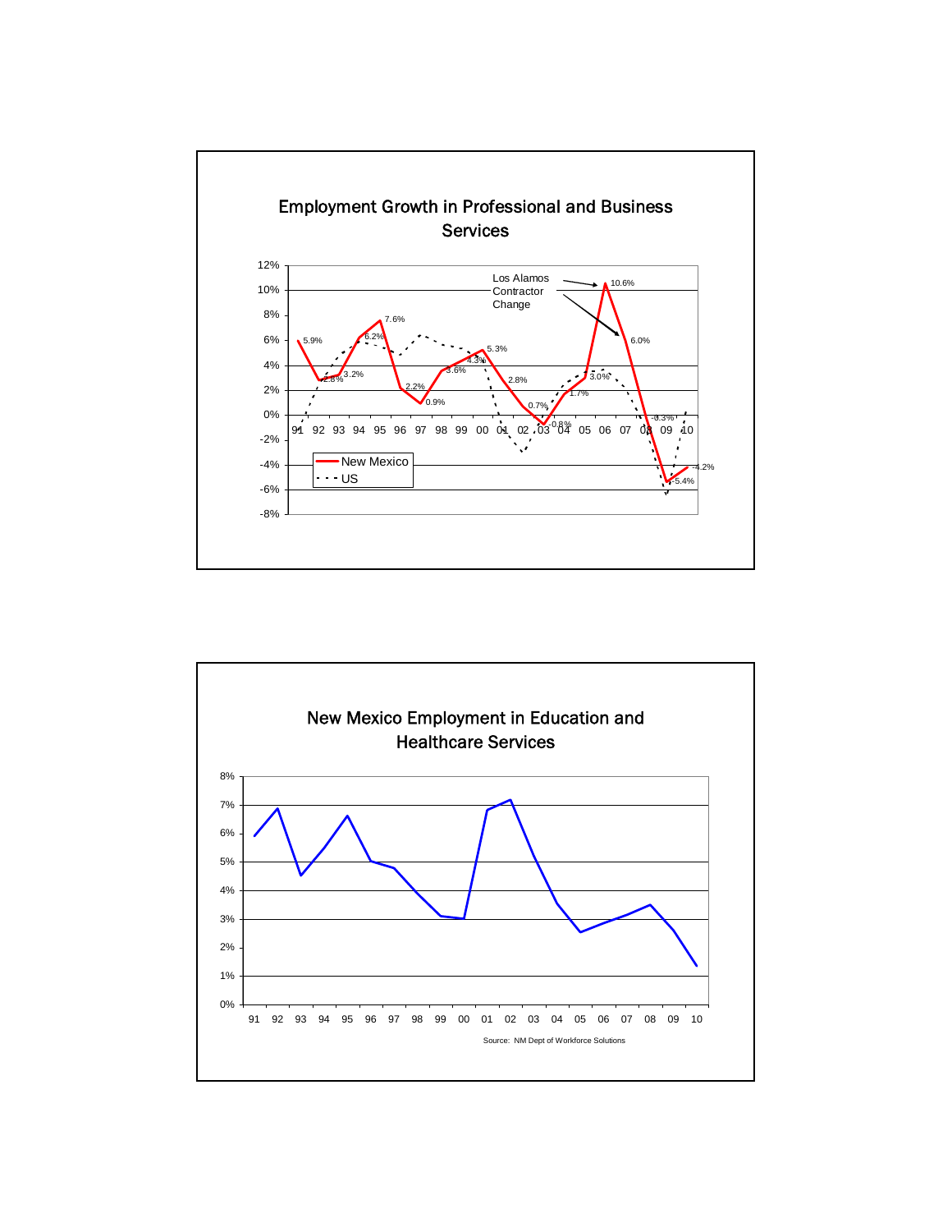## Employment Growth in Professional and Business Services

12%
10%
8%
6%
4%
2%
0%
-2%
-4%
-6%
-8%

91 92 93 94 95 96 97 98 99 00 01 02 03 04 05 06 07 08 09 10

Los Alamos Contractor Change

5.9% 2.8% 3.2% 6.2% 7.6% 2.2% 0.9% 3.6% 4.3% 5.3% 2.8% 0.7% -0.8% 1.7% 3.0% 10.6% 6.0% -0.3% -5.4% -4.2%

New Mexico
US

## New Mexico Employment in Education and Healthcare Services

8%
7%
6%
5%
4%
3%
2%
1%
0%

91 92 93 94 95 96 97 98 99 00 01 02 03 04 05 06 07 08 09 10

Source: NM Dept of Workforce Solutions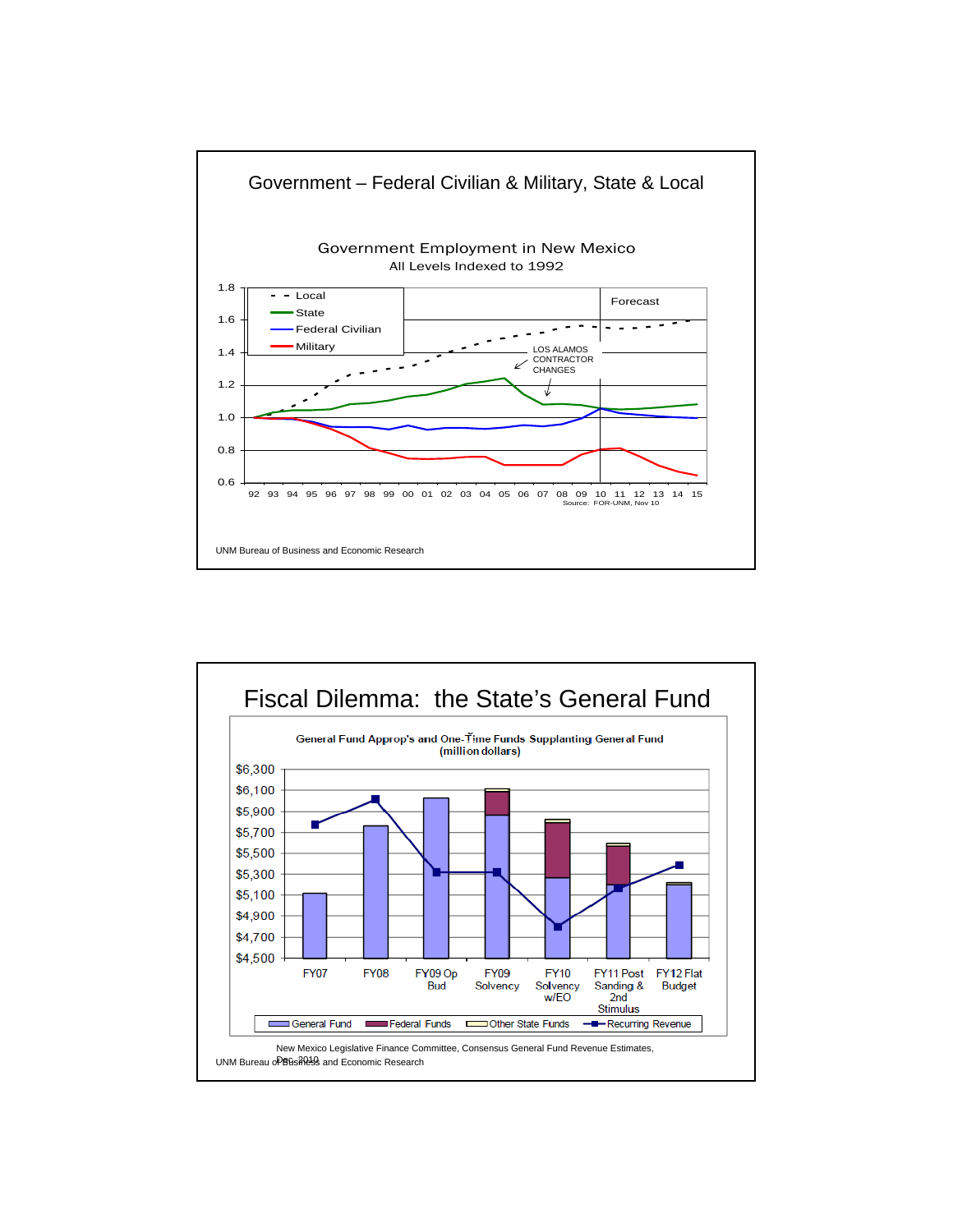## Government – Federal Civilian & Military, State & Local

**Government Employment in New Mexico**
All Levels Indexed to 1992

Local

State

Federal Civilian

Military

Forecast

LOS ALAMOS CONTRACTOR CHANGES

Source: FOR-UNM, Nov 10

UNM Bureau of Business and Economic Research

## Fiscal Dilemma: the State's General Fund

**General Fund Approp's and One-Time Funds Supplanting General Fund (million dollars)**

General Fund | Federal Funds | Other State Funds | Recurring Revenue

FY07, FY08, FY09 Op Bud, FY09 Solvency, FY10 Solvency w/EO, FY11 Post Sanding & 2nd Stimulus, FY12 Flat Budget

New Mexico Legislative Finance Committee, Consensus General Fund Revenue Estimates, Dec 2010

UNM Bureau of Business and Economic Research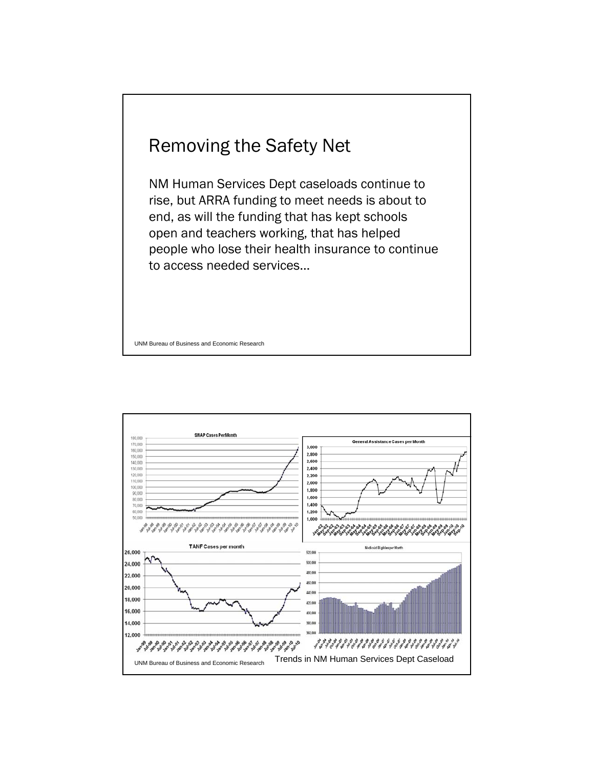## Removing the Safety Net

NM Human Services Dept caseloads continue to rise, but ARRA funding to meet needs is about to end, as will the funding that has kept schools open and teachers working, that has helped people who lose their health insurance to continue to access needed services…

UNM Bureau of Business and Economic Research

SNAP Cases Per Month

General Assistance Cases per Month

TANF Cases per month

Medicaid Eligibles per Month

Trends in NM Human Services Dept Caseload

UNM Bureau of Business and Economic Research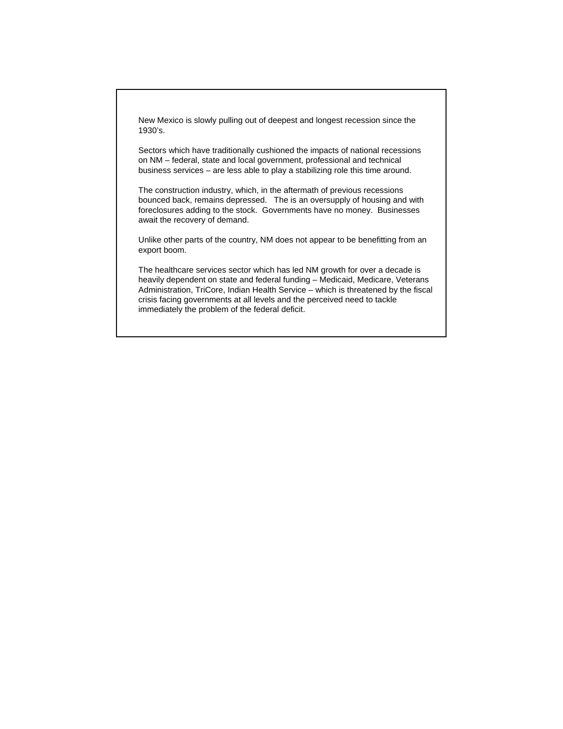New Mexico is slowly pulling out of deepest and longest recession since the 1930's.

Sectors which have traditionally cushioned the impacts of national recessions on NM – federal, state and local government, professional and technical business services – are less able to play a stabilizing role this time around.

The construction industry, which, in the aftermath of previous recessions bounced back, remains depressed. The is an oversupply of housing and with foreclosures adding to the stock. Governments have no money. Businesses await the recovery of demand.

Unlike other parts of the country, NM does not appear to be benefitting from an export boom.

The healthcare services sector which has led NM growth for over a decade is heavily dependent on state and federal funding – Medicaid, Medicare, Veterans Administration, TriCore, Indian Health Service – which is threatened by the fiscal crisis facing governments at all levels and the perceived need to tackle immediately the problem of the federal deficit.